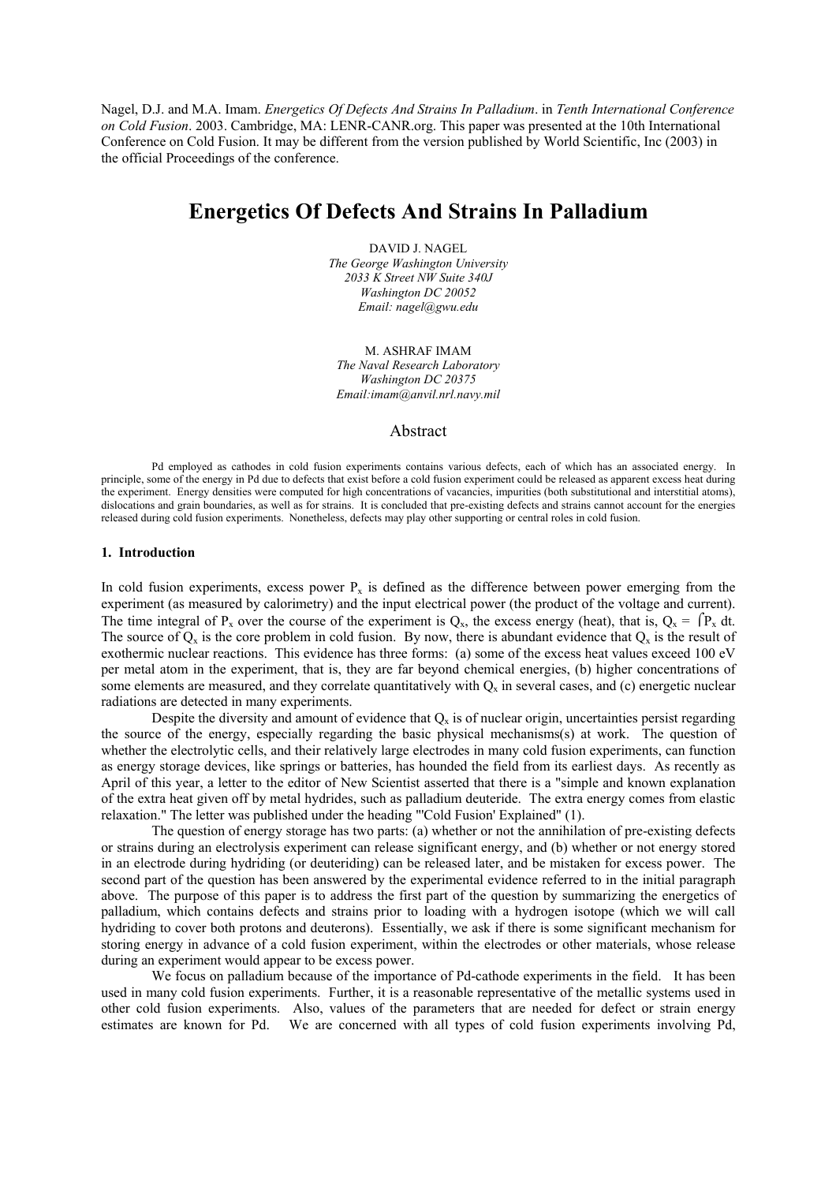Nagel, D.J. and M.A. Imam. *Energetics Of Defects And Strains In Palladium*. in *Tenth International Conference on Cold Fusion*. 2003. Cambridge, MA: LENR-CANR.org. This paper was presented at the 10th International Conference on Cold Fusion. It may be different from the version published by World Scientific, Inc (2003) in the official Proceedings of the conference.

# Energetics Of Defects And Strains In Palladium

DAVID J. NAGEL
*The George Washington University*
*2033 K Street NW Suite 340J*
*Washington DC 20052*
*Email: nagel@gwu.edu*

M. ASHRAF IMAM
*The Naval Research Laboratory*
*Washington DC 20375*
*Email:imam@anvil.nrl.navy.mil*

## Abstract

Pd employed as cathodes in cold fusion experiments contains various defects, each of which has an associated energy. In principle, some of the energy in Pd due to defects that exist before a cold fusion experiment could be released as apparent excess heat during the experiment. Energy densities were computed for high concentrations of vacancies, impurities (both substitutional and interstitial atoms), dislocations and grain boundaries, as well as for strains. It is concluded that pre-existing defects and strains cannot account for the energies released during cold fusion experiments. Nonetheless, defects may play other supporting or central roles in cold fusion.

### 1. Introduction

In cold fusion experiments, excess power $P_x$ is defined as the difference between power emerging from the experiment (as measured by calorimetry) and the input electrical power (the product of the voltage and current). The time integral of $P_x$ over the course of the experiment is $Q_x$, the excess energy (heat), that is, $Q_x = \int P_x \, dt$. The source of $Q_x$ is the core problem in cold fusion. By now, there is abundant evidence that $Q_x$ is the result of exothermic nuclear reactions. This evidence has three forms: (a) some of the excess heat values exceed 100 eV per metal atom in the experiment, that is, they are far beyond chemical energies, (b) higher concentrations of some elements are measured, and they correlate quantitatively with $Q_x$ in several cases, and (c) energetic nuclear radiations are detected in many experiments.

Despite the diversity and amount of evidence that $Q_x$ is of nuclear origin, uncertainties persist regarding the source of the energy, especially regarding the basic physical mechanisms(s) at work. The question of whether the electrolytic cells, and their relatively large electrodes in many cold fusion experiments, can function as energy storage devices, like springs or batteries, has hounded the field from its earliest days. As recently as April of this year, a letter to the editor of New Scientist asserted that there is a "simple and known explanation of the extra heat given off by metal hydrides, such as palladium deuteride. The extra energy comes from elastic relaxation." The letter was published under the heading "'Cold Fusion' Explained" (1).

The question of energy storage has two parts: (a) whether or not the annihilation of pre-existing defects or strains during an electrolysis experiment can release significant energy, and (b) whether or not energy stored in an electrode during hydriding (or deuteriding) can be released later, and be mistaken for excess power. The second part of the question has been answered by the experimental evidence referred to in the initial paragraph above. The purpose of this paper is to address the first part of the question by summarizing the energetics of palladium, which contains defects and strains prior to loading with a hydrogen isotope (which we will call hydriding to cover both protons and deuterons). Essentially, we ask if there is some significant mechanism for storing energy in advance of a cold fusion experiment, within the electrodes or other materials, whose release during an experiment would appear to be excess power.

We focus on palladium because of the importance of Pd-cathode experiments in the field. It has been used in many cold fusion experiments. Further, it is a reasonable representative of the metallic systems used in other cold fusion experiments. Also, values of the parameters that are needed for defect or strain energy estimates are known for Pd. We are concerned with all types of cold fusion experiments involving Pd,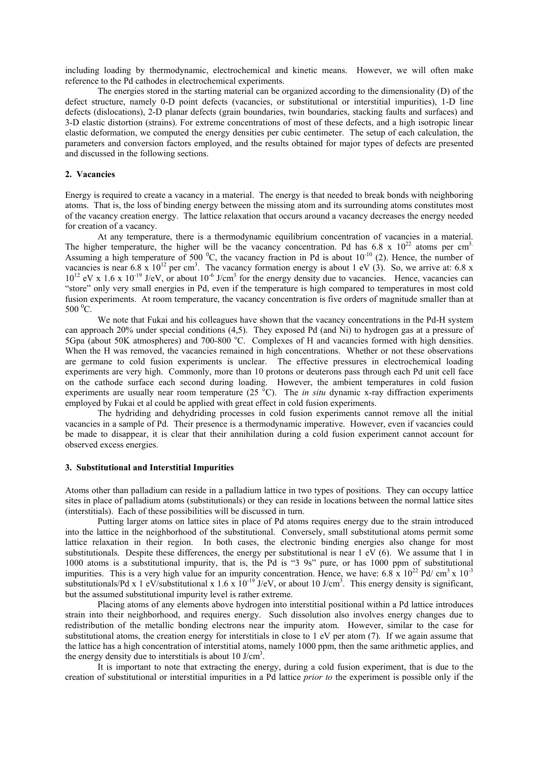including loading by thermodynamic, electrochemical and kinetic means. However, we will often make reference to the Pd cathodes in electrochemical experiments.

The energies stored in the starting material can be organized according to the dimensionality (D) of the defect structure, namely 0-D point defects (vacancies, or substitutional or interstitial impurities), 1-D line defects (dislocations), 2-D planar defects (grain boundaries, twin boundaries, stacking faults and surfaces) and 3-D elastic distortion (strains). For extreme concentrations of most of these defects, and a high isotropic linear elastic deformation, we computed the energy densities per cubic centimeter. The setup of each calculation, the parameters and conversion factors employed, and the results obtained for major types of defects are presented and discussed in the following sections.

## 2. Vacancies

Energy is required to create a vacancy in a material. The energy is that needed to break bonds with neighboring atoms. That is, the loss of binding energy between the missing atom and its surrounding atoms constitutes most of the vacancy creation energy. The lattice relaxation that occurs around a vacancy decreases the energy needed for creation of a vacancy.

At any temperature, there is a thermodynamic equilibrium concentration of vacancies in a material. The higher temperature, the higher will be the vacancy concentration. Pd has $6.8 \times 10^{22}$ atoms per $cm^3$. Assuming a high temperature of 500 $^0$C, the vacancy fraction in Pd is about $10^{-10}$ (2). Hence, the number of vacancies is near $6.8 \times 10^{12}$ per $cm^3$. The vacancy formation energy is about 1 eV (3). So, we arrive at: $6.8 \times 10^{12}$ eV x $1.6 \times 10^{-19}$ J/eV, or about $10^{-6}$ J/$cm^3$ for the energy density due to vacancies. Hence, vacancies can "store" only very small energies in Pd, even if the temperature is high compared to temperatures in most cold fusion experiments. At room temperature, the vacancy concentration is five orders of magnitude smaller than at 500 $^0$C.

We note that Fukai and his colleagues have shown that the vacancy concentrations in the Pd-H system can approach 20% under special conditions (4,5). They exposed Pd (and Ni) to hydrogen gas at a pressure of 5Gpa (about 50K atmospheres) and 700-800 $^o$C. Complexes of H and vacancies formed with high densities. When the H was removed, the vacancies remained in high concentrations. Whether or not these observations are germane to cold fusion experiments is unclear. The effective pressures in electrochemical loading experiments are very high. Commonly, more than 10 protons or deuterons pass through each Pd unit cell face on the cathode surface each second during loading. However, the ambient temperatures in cold fusion experiments are usually near room temperature (25 $^o$C). The *in situ* dynamic x-ray diffraction experiments employed by Fukai et al could be applied with great effect in cold fusion experiments.

The hydriding and dehydriding processes in cold fusion experiments cannot remove all the initial vacancies in a sample of Pd. Their presence is a thermodynamic imperative. However, even if vacancies could be made to disappear, it is clear that their annihilation during a cold fusion experiment cannot account for observed excess energies.

## 3. Substitutional and Interstitial Impurities

Atoms other than palladium can reside in a palladium lattice in two types of positions. They can occupy lattice sites in place of palladium atoms (substitutionals) or they can reside in locations between the normal lattice sites (interstitials). Each of these possibilities will be discussed in turn.

Putting larger atoms on lattice sites in place of Pd atoms requires energy due to the strain introduced into the lattice in the neighborhood of the substitutional. Conversely, small substitutional atoms permit some lattice relaxation in their region. In both cases, the electronic binding energies also change for most substitutionals. Despite these differences, the energy per substitutional is near 1 eV (6). We assume that 1 in 1000 atoms is a substitutional impurity, that is, the Pd is "3 9s" pure, or has 1000 ppm of substitutional impurities. This is a very high value for an impurity concentration. Hence, we have: $6.8 \times 10^{22}$ Pd/ $cm^3$ x $10^{-3}$ substitutionals/Pd x 1 eV/substitutional x $1.6 \times 10^{-19}$ J/eV, or about 10 J/$cm^3$. This energy density is significant, but the assumed substitutional impurity level is rather extreme.

Placing atoms of any elements above hydrogen into interstitial positional within a Pd lattice introduces strain into their neighborhood, and requires energy. Such dissolution also involves energy changes due to redistribution of the metallic bonding electrons near the impurity atom. However, similar to the case for substitutional atoms, the creation energy for interstitials in close to 1 eV per atom (7). If we again assume that the lattice has a high concentration of interstitial atoms, namely 1000 ppm, then the same arithmetic applies, and the energy density due to interstitials is about 10 J/$cm^3$.

It is important to note that extracting the energy, during a cold fusion experiment, that is due to the creation of substitutional or interstitial impurities in a Pd lattice *prior to* the experiment is possible only if the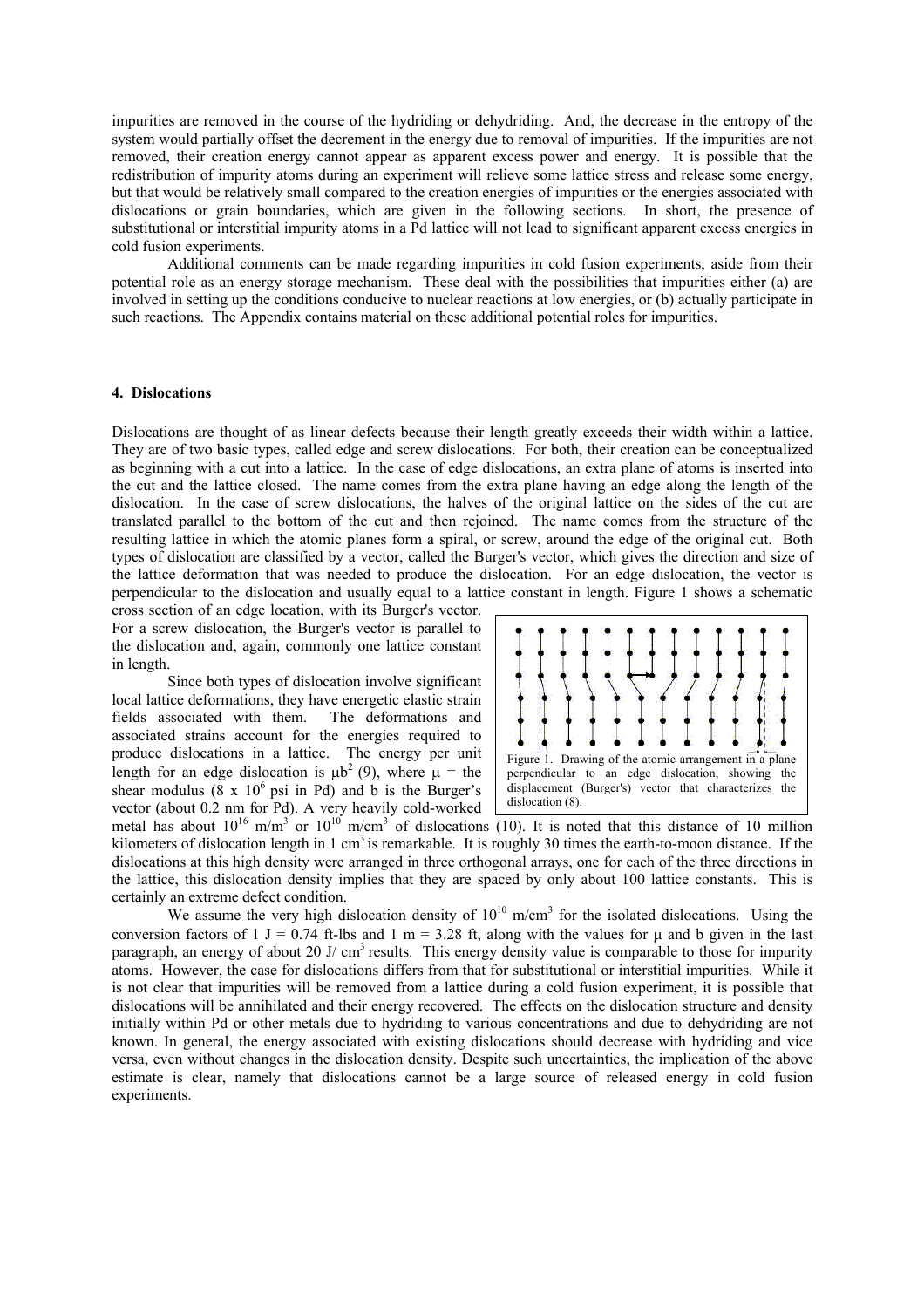impurities are removed in the course of the hydriding or dehydriding. And, the decrease in the entropy of the system would partially offset the decrement in the energy due to removal of impurities. If the impurities are not removed, their creation energy cannot appear as apparent excess power and energy. It is possible that the redistribution of impurity atoms during an experiment will relieve some lattice stress and release some energy, but that would be relatively small compared to the creation energies of impurities or the energies associated with dislocations or grain boundaries, which are given in the following sections. In short, the presence of substitutional or interstitial impurity atoms in a Pd lattice will not lead to significant apparent excess energies in cold fusion experiments.

Additional comments can be made regarding impurities in cold fusion experiments, aside from their potential role as an energy storage mechanism. These deal with the possibilities that impurities either (a) are involved in setting up the conditions conducive to nuclear reactions at low energies, or (b) actually participate in such reactions. The Appendix contains material on these additional potential roles for impurities.

## 4. Dislocations

Dislocations are thought of as linear defects because their length greatly exceeds their width within a lattice. They are of two basic types, called edge and screw dislocations. For both, their creation can be conceptualized as beginning with a cut into a lattice. In the case of edge dislocations, an extra plane of atoms is inserted into the cut and the lattice closed. The name comes from the extra plane having an edge along the length of the dislocation. In the case of screw dislocations, the halves of the original lattice on the sides of the cut are translated parallel to the bottom of the cut and then rejoined. The name comes from the structure of the resulting lattice in which the atomic planes form a spiral, or screw, around the edge of the original cut. Both types of dislocation are classified by a vector, called the Burger's vector, which gives the direction and size of the lattice deformation that was needed to produce the dislocation. For an edge dislocation, the vector is perpendicular to the dislocation and usually equal to a lattice constant in length. Figure 1 shows a schematic cross section of an edge location, with its Burger's vector. For a screw dislocation, the Burger's vector is parallel to the dislocation and, again, commonly one lattice constant in length.

Figure 1. Drawing of the atomic arrangement in a plane perpendicular to an edge dislocation, showing the displacement (Burger's) vector that characterizes the dislocation (8).

Since both types of dislocation involve significant local lattice deformations, they have energetic elastic strain fields associated with them. The deformations and associated strains account for the energies required to produce dislocations in a lattice. The energy per unit length for an edge dislocation is $\mu b^2$ (9), where $\mu$ = the shear modulus ($8 \times 10^6$ psi in Pd) and b is the Burger's vector (about 0.2 nm for Pd). A very heavily cold-worked metal has about $10^{16}$ m/m$^3$ or $10^{10}$ m/cm$^3$ of dislocations (10). It is noted that this distance of 10 million kilometers of dislocation length in 1 cm$^3$ is remarkable. It is roughly 30 times the earth-to-moon distance. If the dislocations at this high density were arranged in three orthogonal arrays, one for each of the three directions in the lattice, this dislocation density implies that they are spaced by only about 100 lattice constants. This is certainly an extreme defect condition.

We assume the very high dislocation density of $10^{10}$ m/cm$^3$ for the isolated dislocations. Using the conversion factors of 1 J = 0.74 ft-lbs and 1 m = 3.28 ft, along with the values for $\mu$ and b given in the last paragraph, an energy of about 20 J/ cm$^3$ results. This energy density value is comparable to those for impurity atoms. However, the case for dislocations differs from that for substitutional or interstitial impurities. While it is not clear that impurities will be removed from a lattice during a cold fusion experiment, it is possible that dislocations will be annihilated and their energy recovered. The effects on the dislocation structure and density initially within Pd or other metals due to hydriding to various concentrations and due to dehydriding are not known. In general, the energy associated with existing dislocations should decrease with hydriding and vice versa, even without changes in the dislocation density. Despite such uncertainties, the implication of the above estimate is clear, namely that dislocations cannot be a large source of released energy in cold fusion experiments.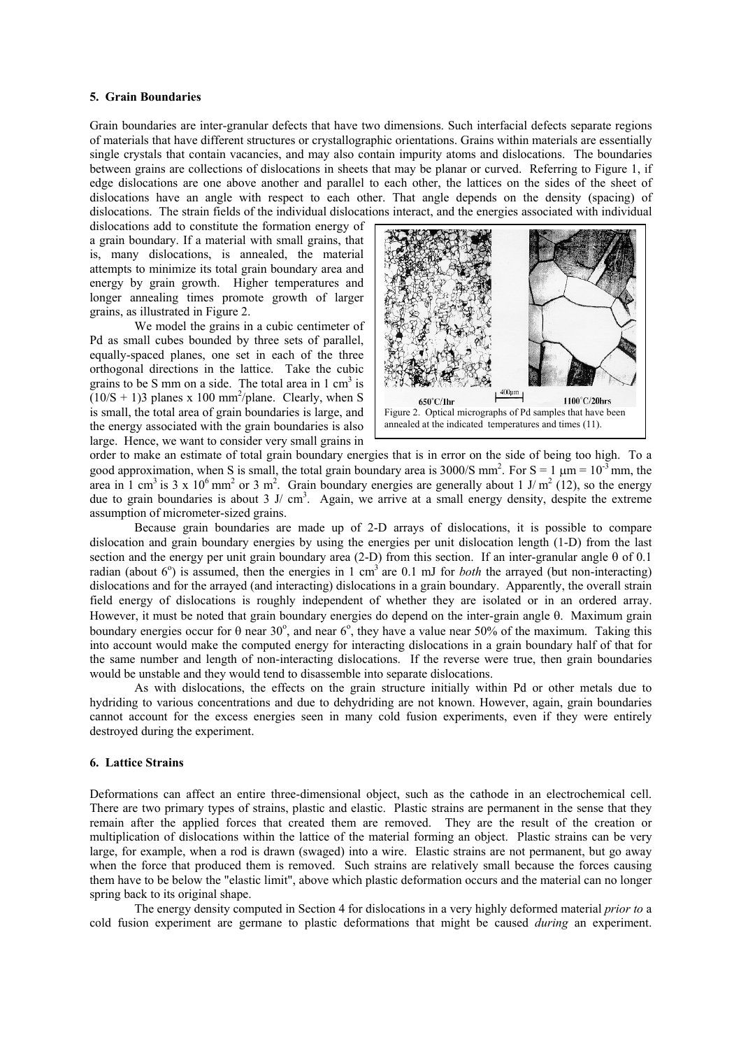## 5. Grain Boundaries

Grain boundaries are inter-granular defects that have two dimensions. Such interfacial defects separate regions of materials that have different structures or crystallographic orientations. Grains within materials are essentially single crystals that contain vacancies, and may also contain impurity atoms and dislocations. The boundaries between grains are collections of dislocations in sheets that may be planar or curved. Referring to Figure 1, if edge dislocations are one above another and parallel to each other, the lattices on the sides of the sheet of dislocations have an angle with respect to each other. That angle depends on the density (spacing) of dislocations. The strain fields of the individual dislocations interact, and the energies associated with individual dislocations add to constitute the formation energy of a grain boundary. If a material with small grains, that is, many dislocations, is annealed, the material attempts to minimize its total grain boundary area and energy by grain growth. Higher temperatures and longer annealing times promote growth of larger grains, as illustrated in Figure 2.

Figure 2. Optical micrographs of Pd samples that have been annealed at the indicated temperatures and times (11).

We model the grains in a cubic centimeter of Pd as small cubes bounded by three sets of parallel, equally-spaced planes, one set in each of the three orthogonal directions in the lattice. Take the cubic grains to be S mm on a side. The total area in 1 $cm^3$ is $(10/S + 1)3$ planes x 100 $mm^2$/plane. Clearly, when S is small, the total area of grain boundaries is large, and the energy associated with the grain boundaries is also large. Hence, we want to consider very small grains in order to make an estimate of total grain boundary energies that is in error on the side of being too high. To a good approximation, when S is small, the total grain boundary area is 3000/S $mm^2$. For $S = 1\ \mu m = 10^{-3}$ mm, the area in 1 $cm^3$ is $3 \times 10^6$ $mm^2$ or 3 $m^2$. Grain boundary energies are generally about 1 J/ $m^2$ (12), so the energy due to grain boundaries is about 3 J/ $cm^3$. Again, we arrive at a small energy density, despite the extreme assumption of micrometer-sized grains.

Because grain boundaries are made up of 2-D arrays of dislocations, it is possible to compare dislocation and grain boundary energies by using the energies per unit dislocation length (1-D) from the last section and the energy per unit grain boundary area (2-D) from this section. If an inter-granular angle $\theta$ of 0.1 radian (about $6^o$) is assumed, then the energies in 1 $cm^3$ are 0.1 mJ for *both* the arrayed (but non-interacting) dislocations and for the arrayed (and interacting) dislocations in a grain boundary. Apparently, the overall strain field energy of dislocations is roughly independent of whether they are isolated or in an ordered array. However, it must be noted that grain boundary energies do depend on the inter-grain angle $\theta$. Maximum grain boundary energies occur for $\theta$ near $30^o$, and near $6^o$, they have a value near 50% of the maximum. Taking this into account would make the computed energy for interacting dislocations in a grain boundary half of that for the same number and length of non-interacting dislocations. If the reverse were true, then grain boundaries would be unstable and they would tend to disassemble into separate dislocations.

As with dislocations, the effects on the grain structure initially within Pd or other metals due to hydriding to various concentrations and due to dehydriding are not known. However, again, grain boundaries cannot account for the excess energies seen in many cold fusion experiments, even if they were entirely destroyed during the experiment.

## 6. Lattice Strains

Deformations can affect an entire three-dimensional object, such as the cathode in an electrochemical cell. There are two primary types of strains, plastic and elastic. Plastic strains are permanent in the sense that they remain after the applied forces that created them are removed. They are the result of the creation or multiplication of dislocations within the lattice of the material forming an object. Plastic strains can be very large, for example, when a rod is drawn (swaged) into a wire. Elastic strains are not permanent, but go away when the force that produced them is removed. Such strains are relatively small because the forces causing them have to be below the "elastic limit", above which plastic deformation occurs and the material can no longer spring back to its original shape.

The energy density computed in Section 4 for dislocations in a very highly deformed material *prior to* a cold fusion experiment are germane to plastic deformations that might be caused *during* an experiment.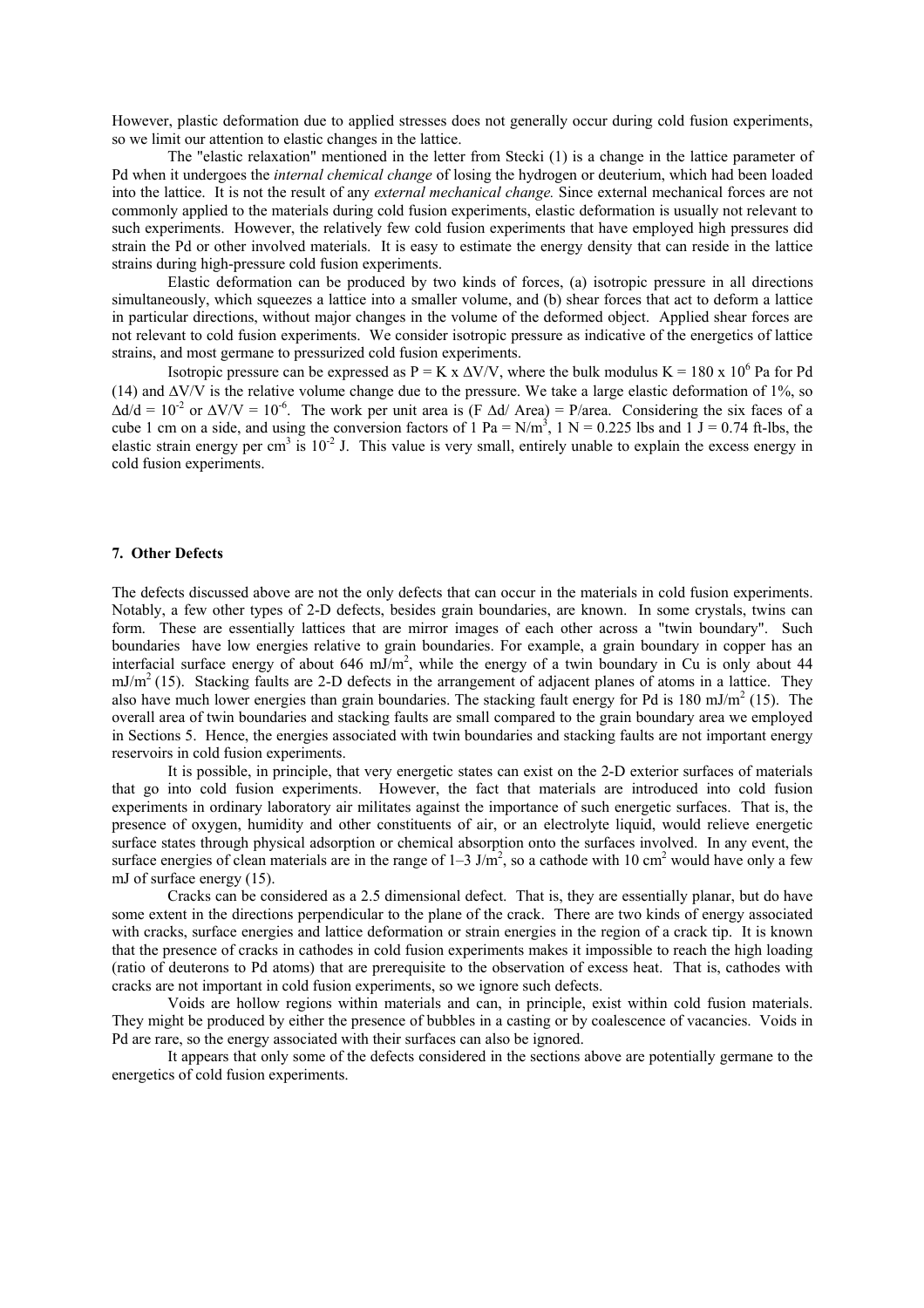However, plastic deformation due to applied stresses does not generally occur during cold fusion experiments, so we limit our attention to elastic changes in the lattice.

The "elastic relaxation" mentioned in the letter from Stecki (1) is a change in the lattice parameter of Pd when it undergoes the *internal chemical change* of losing the hydrogen or deuterium, which had been loaded into the lattice. It is not the result of any *external mechanical change.* Since external mechanical forces are not commonly applied to the materials during cold fusion experiments, elastic deformation is usually not relevant to such experiments. However, the relatively few cold fusion experiments that have employed high pressures did strain the Pd or other involved materials. It is easy to estimate the energy density that can reside in the lattice strains during high-pressure cold fusion experiments.

Elastic deformation can be produced by two kinds of forces, (a) isotropic pressure in all directions simultaneously, which squeezes a lattice into a smaller volume, and (b) shear forces that act to deform a lattice in particular directions, without major changes in the volume of the deformed object. Applied shear forces are not relevant to cold fusion experiments. We consider isotropic pressure as indicative of the energetics of lattice strains, and most germane to pressurized cold fusion experiments.

Isotropic pressure can be expressed as $P = K \times \Delta V/V$, where the bulk modulus $K = 180 \times 10^6$ Pa for Pd (14) and $\Delta V/V$ is the relative volume change due to the pressure. We take a large elastic deformation of 1%, so $\Delta d/d = 10^{-2}$ or $\Delta V/V = 10^{-6}$. The work per unit area is ($F\ \Delta d/$ Area) = P/area. Considering the six faces of a cube 1 cm on a side, and using the conversion factors of 1 Pa = N/m$^3$, 1 N = 0.225 lbs and 1 J = 0.74 ft-lbs, the elastic strain energy per cm$^3$ is $10^{-2}$ J. This value is very small, entirely unable to explain the excess energy in cold fusion experiments.

## 7. Other Defects

The defects discussed above are not the only defects that can occur in the materials in cold fusion experiments. Notably, a few other types of 2-D defects, besides grain boundaries, are known. In some crystals, twins can form. These are essentially lattices that are mirror images of each other across a "twin boundary". Such boundaries have low energies relative to grain boundaries. For example, a grain boundary in copper has an interfacial surface energy of about 646 mJ/m$^2$, while the energy of a twin boundary in Cu is only about 44 mJ/m$^2$ (15). Stacking faults are 2-D defects in the arrangement of adjacent planes of atoms in a lattice. They also have much lower energies than grain boundaries. The stacking fault energy for Pd is 180 mJ/m$^2$ (15). The overall area of twin boundaries and stacking faults are small compared to the grain boundary area we employed in Sections 5. Hence, the energies associated with twin boundaries and stacking faults are not important energy reservoirs in cold fusion experiments.

It is possible, in principle, that very energetic states can exist on the 2-D exterior surfaces of materials that go into cold fusion experiments. However, the fact that materials are introduced into cold fusion experiments in ordinary laboratory air militates against the importance of such energetic surfaces. That is, the presence of oxygen, humidity and other constituents of air, or an electrolyte liquid, would relieve energetic surface states through physical adsorption or chemical absorption onto the surfaces involved. In any event, the surface energies of clean materials are in the range of 1–3 J/m$^2$, so a cathode with 10 cm$^2$ would have only a few mJ of surface energy (15).

Cracks can be considered as a 2.5 dimensional defect. That is, they are essentially planar, but do have some extent in the directions perpendicular to the plane of the crack. There are two kinds of energy associated with cracks, surface energies and lattice deformation or strain energies in the region of a crack tip. It is known that the presence of cracks in cathodes in cold fusion experiments makes it impossible to reach the high loading (ratio of deuterons to Pd atoms) that are prerequisite to the observation of excess heat. That is, cathodes with cracks are not important in cold fusion experiments, so we ignore such defects.

Voids are hollow regions within materials and can, in principle, exist within cold fusion materials. They might be produced by either the presence of bubbles in a casting or by coalescence of vacancies. Voids in Pd are rare, so the energy associated with their surfaces can also be ignored.

It appears that only some of the defects considered in the sections above are potentially germane to the energetics of cold fusion experiments.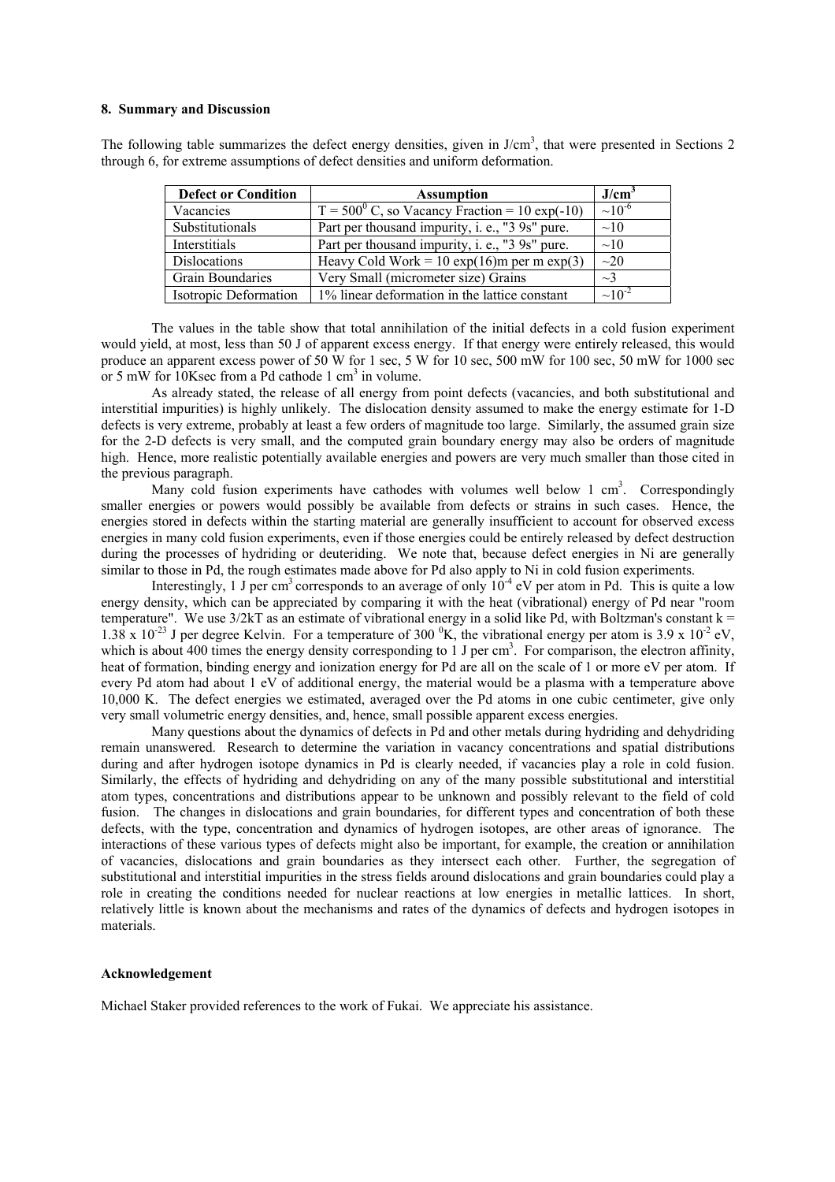## 8. Summary and Discussion

The following table summarizes the defect energy densities, given in $J/cm^3$, that were presented in Sections 2 through 6, for extreme assumptions of defect densities and uniform deformation.

| Defect or Condition | Assumption | $J/cm^3$ |
|---|---|---|
| Vacancies | $T = 500^0$ C, so Vacancy Fraction = 10 exp(-10) | $\sim 10^{-6}$ |
| Substitutionals | Part per thousand impurity, i. e., "3 9s" pure. | ~10 |
| Interstitials | Part per thousand impurity, i. e., "3 9s" pure. | ~10 |
| Dislocations | Heavy Cold Work = 10 exp(16)m per m exp(3) | ~20 |
| Grain Boundaries | Very Small (micrometer size) Grains | ~3 |
| Isotropic Deformation | 1% linear deformation in the lattice constant | $\sim 10^{-2}$ |

The values in the table show that total annihilation of the initial defects in a cold fusion experiment would yield, at most, less than 50 J of apparent excess energy. If that energy were entirely released, this would produce an apparent excess power of 50 W for 1 sec, 5 W for 10 sec, 500 mW for 100 sec, 50 mW for 1000 sec or 5 mW for 10Ksec from a Pd cathode 1 $cm^3$ in volume.

As already stated, the release of all energy from point defects (vacancies, and both substitutional and interstitial impurities) is highly unlikely. The dislocation density assumed to make the energy estimate for 1-D defects is very extreme, probably at least a few orders of magnitude too large. Similarly, the assumed grain size for the 2-D defects is very small, and the computed grain boundary energy may also be orders of magnitude high. Hence, more realistic potentially available energies and powers are very much smaller than those cited in the previous paragraph.

Many cold fusion experiments have cathodes with volumes well below 1 $cm^3$. Correspondingly smaller energies or powers would possibly be available from defects or strains in such cases. Hence, the energies stored in defects within the starting material are generally insufficient to account for observed excess energies in many cold fusion experiments, even if those energies could be entirely released by defect destruction during the processes of hydriding or deuteriding. We note that, because defect energies in Ni are generally similar to those in Pd, the rough estimates made above for Pd also apply to Ni in cold fusion experiments.

Interestingly, 1 J per $cm^3$ corresponds to an average of only $10^{-4}$ eV per atom in Pd. This is quite a low energy density, which can be appreciated by comparing it with the heat (vibrational) energy of Pd near "room temperature". We use 3/2kT as an estimate of vibrational energy in a solid like Pd, with Boltzman's constant k = $1.38 \times 10^{-23}$ J per degree Kelvin. For a temperature of 300 $^0$K, the vibrational energy per atom is $3.9 \times 10^{-2}$ eV, which is about 400 times the energy density corresponding to 1 J per $cm^3$. For comparison, the electron affinity, heat of formation, binding energy and ionization energy for Pd are all on the scale of 1 or more eV per atom. If every Pd atom had about 1 eV of additional energy, the material would be a plasma with a temperature above 10,000 K. The defect energies we estimated, averaged over the Pd atoms in one cubic centimeter, give only very small volumetric energy densities, and, hence, small possible apparent excess energies.

Many questions about the dynamics of defects in Pd and other metals during hydriding and dehydriding remain unanswered. Research to determine the variation in vacancy concentrations and spatial distributions during and after hydrogen isotope dynamics in Pd is clearly needed, if vacancies play a role in cold fusion. Similarly, the effects of hydriding and dehydriding on any of the many possible substitutional and interstitial atom types, concentrations and distributions appear to be unknown and possibly relevant to the field of cold fusion. The changes in dislocations and grain boundaries, for different types and concentration of both these defects, with the type, concentration and dynamics of hydrogen isotopes, are other areas of ignorance. The interactions of these various types of defects might also be important, for example, the creation or annihilation of vacancies, dislocations and grain boundaries as they intersect each other. Further, the segregation of substitutional and interstitial impurities in the stress fields around dislocations and grain boundaries could play a role in creating the conditions needed for nuclear reactions at low energies in metallic lattices. In short, relatively little is known about the mechanisms and rates of the dynamics of defects and hydrogen isotopes in materials.

## Acknowledgement

Michael Staker provided references to the work of Fukai. We appreciate his assistance.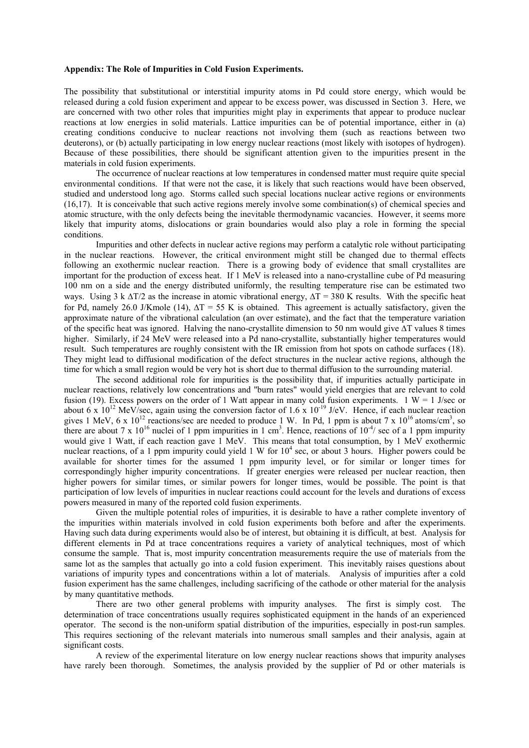**Appendix: The Role of Impurities in Cold Fusion Experiments.**

The possibility that substitutional or interstitial impurity atoms in Pd could store energy, which would be released during a cold fusion experiment and appear to be excess power, was discussed in Section 3. Here, we are concerned with two other roles that impurities might play in experiments that appear to produce nuclear reactions at low energies in solid materials. Lattice impurities can be of potential importance, either in (a) creating conditions conducive to nuclear reactions not involving them (such as reactions between two deuterons), or (b) actually participating in low energy nuclear reactions (most likely with isotopes of hydrogen). Because of these possibilities, there should be significant attention given to the impurities present in the materials in cold fusion experiments.

The occurrence of nuclear reactions at low temperatures in condensed matter must require quite special environmental conditions. If that were not the case, it is likely that such reactions would have been observed, studied and understood long ago. Storms called such special locations nuclear active regions or environments (16,17). It is conceivable that such active regions merely involve some combination(s) of chemical species and atomic structure, with the only defects being the inevitable thermodynamic vacancies. However, it seems more likely that impurity atoms, dislocations or grain boundaries would also play a role in forming the special conditions.

Impurities and other defects in nuclear active regions may perform a catalytic role without participating in the nuclear reactions. However, the critical environment might still be changed due to thermal effects following an exothermic nuclear reaction. There is a growing body of evidence that small crystallites are important for the production of excess heat. If 1 MeV is released into a nano-crystalline cube of Pd measuring 100 nm on a side and the energy distributed uniformly, the resulting temperature rise can be estimated two ways. Using $3\,k\,\Delta T/2$ as the increase in atomic vibrational energy, $\Delta T = 380$ K results. With the specific heat for Pd, namely 26.0 J/Kmole (14), $\Delta T = 55$ K is obtained. This agreement is actually satisfactory, given the approximate nature of the vibrational calculation (an over estimate), and the fact that the temperature variation of the specific heat was ignored. Halving the nano-crystallite dimension to 50 nm would give $\Delta T$ values 8 times higher. Similarly, if 24 MeV were released into a Pd nano-crystallite, substantially higher temperatures would result. Such temperatures are roughly consistent with the IR emission from hot spots on cathode surfaces (18). They might lead to diffusional modification of the defect structures in the nuclear active regions, although the time for which a small region would be very hot is short due to thermal diffusion to the surrounding material.

The second additional role for impurities is the possibility that, if impurities actually participate in nuclear reactions, relatively low concentrations and "burn rates" would yield energies that are relevant to cold fusion (19). Excess powers on the order of 1 Watt appear in many cold fusion experiments. 1 W = 1 J/sec or about $6 \times 10^{12}$ MeV/sec, again using the conversion factor of $1.6 \times 10^{-19}$ J/eV. Hence, if each nuclear reaction gives 1 MeV, $6 \times 10^{12}$ reactions/sec are needed to produce 1 W. In Pd, 1 ppm is about $7 \times 10^{16}$ atoms/cm$^3$, so there are about $7 \times 10^{16}$ nuclei of 1 ppm impurities in 1 cm$^3$. Hence, reactions of $10^{-4}$/ sec of a 1 ppm impurity would give 1 Watt, if each reaction gave 1 MeV. This means that total consumption, by 1 MeV exothermic nuclear reactions, of a 1 ppm impurity could yield 1 W for $10^4$ sec, or about 3 hours. Higher powers could be available for shorter times for the assumed 1 ppm impurity level, or for similar or longer times for correspondingly higher impurity concentrations. If greater energies were released per nuclear reaction, then higher powers for similar times, or similar powers for longer times, would be possible. The point is that participation of low levels of impurities in nuclear reactions could account for the levels and durations of excess powers measured in many of the reported cold fusion experiments.

Given the multiple potential roles of impurities, it is desirable to have a rather complete inventory of the impurities within materials involved in cold fusion experiments both before and after the experiments. Having such data during experiments would also be of interest, but obtaining it is difficult, at best. Analysis for different elements in Pd at trace concentrations requires a variety of analytical techniques, most of which consume the sample. That is, most impurity concentration measurements require the use of materials from the same lot as the samples that actually go into a cold fusion experiment. This inevitably raises questions about variations of impurity types and concentrations within a lot of materials. Analysis of impurities after a cold fusion experiment has the same challenges, including sacrificing of the cathode or other material for the analysis by many quantitative methods.

There are two other general problems with impurity analyses. The first is simply cost. The determination of trace concentrations usually requires sophisticated equipment in the hands of an experienced operator. The second is the non-uniform spatial distribution of the impurities, especially in post-run samples. This requires sectioning of the relevant materials into numerous small samples and their analysis, again at significant costs.

A review of the experimental literature on low energy nuclear reactions shows that impurity analyses have rarely been thorough. Sometimes, the analysis provided by the supplier of Pd or other materials is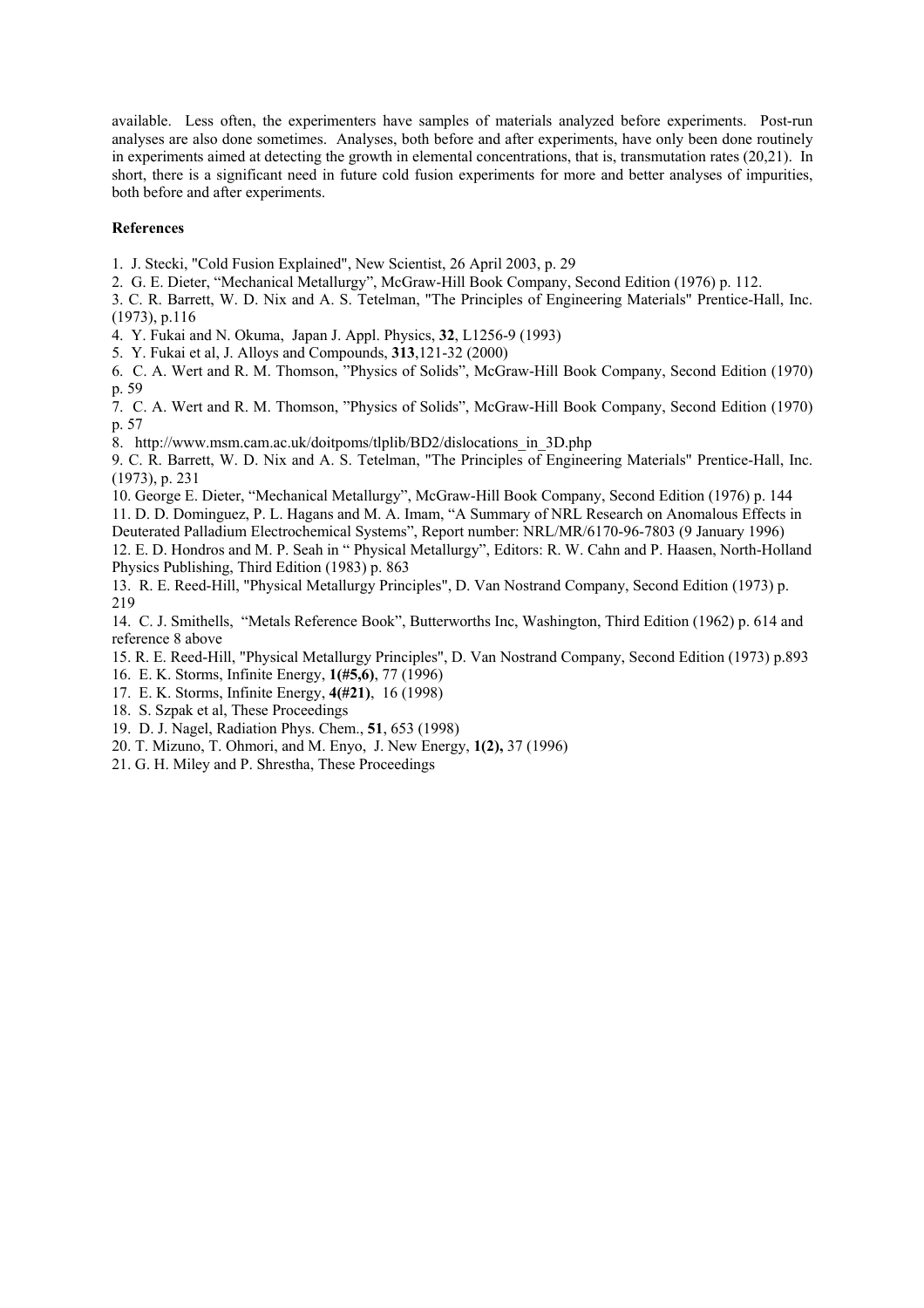available. Less often, the experimenters have samples of materials analyzed before experiments. Post-run analyses are also done sometimes. Analyses, both before and after experiments, have only been done routinely in experiments aimed at detecting the growth in elemental concentrations, that is, transmutation rates (20,21). In short, there is a significant need in future cold fusion experiments for more and better analyses of impurities, both before and after experiments.

**References**

1. J. Stecki, "Cold Fusion Explained", New Scientist, 26 April 2003, p. 29
2. G. E. Dieter, "Mechanical Metallurgy", McGraw-Hill Book Company, Second Edition (1976) p. 112.
3. C. R. Barrett, W. D. Nix and A. S. Tetelman, "The Principles of Engineering Materials" Prentice-Hall, Inc. (1973), p.116
4. Y. Fukai and N. Okuma, Japan J. Appl. Physics, **32**, L1256-9 (1993)
5. Y. Fukai et al, J. Alloys and Compounds, **313**,121-32 (2000)
6. C. A. Wert and R. M. Thomson, "Physics of Solids", McGraw-Hill Book Company, Second Edition (1970) p. 59
7. C. A. Wert and R. M. Thomson, "Physics of Solids", McGraw-Hill Book Company, Second Edition (1970) p. 57
8. http://www.msm.cam.ac.uk/doitpoms/tlplib/BD2/dislocations_in_3D.php
9. C. R. Barrett, W. D. Nix and A. S. Tetelman, "The Principles of Engineering Materials" Prentice-Hall, Inc. (1973), p. 231
10. George E. Dieter, "Mechanical Metallurgy", McGraw-Hill Book Company, Second Edition (1976) p. 144
11. D. D. Dominguez, P. L. Hagans and M. A. Imam, "A Summary of NRL Research on Anomalous Effects in Deuterated Palladium Electrochemical Systems", Report number: NRL/MR/6170-96-7803 (9 January 1996)
12. E. D. Hondros and M. P. Seah in " Physical Metallurgy", Editors: R. W. Cahn and P. Haasen, North-Holland Physics Publishing, Third Edition (1983) p. 863
13. R. E. Reed-Hill, "Physical Metallurgy Principles", D. Van Nostrand Company, Second Edition (1973) p. 219
14. C. J. Smithells, "Metals Reference Book", Butterworths Inc, Washington, Third Edition (1962) p. 614 and reference 8 above
15. R. E. Reed-Hill, "Physical Metallurgy Principles", D. Van Nostrand Company, Second Edition (1973) p.893
16. E. K. Storms, Infinite Energy, **1(#5,6)**, 77 (1996)
17. E. K. Storms, Infinite Energy, **4(#21)**, 16 (1998)
18. S. Szpak et al, These Proceedings
19. D. J. Nagel, Radiation Phys. Chem., **51**, 653 (1998)
20. T. Mizuno, T. Ohmori, and M. Enyo, J. New Energy, **1(2),** 37 (1996)
21. G. H. Miley and P. Shrestha, These Proceedings